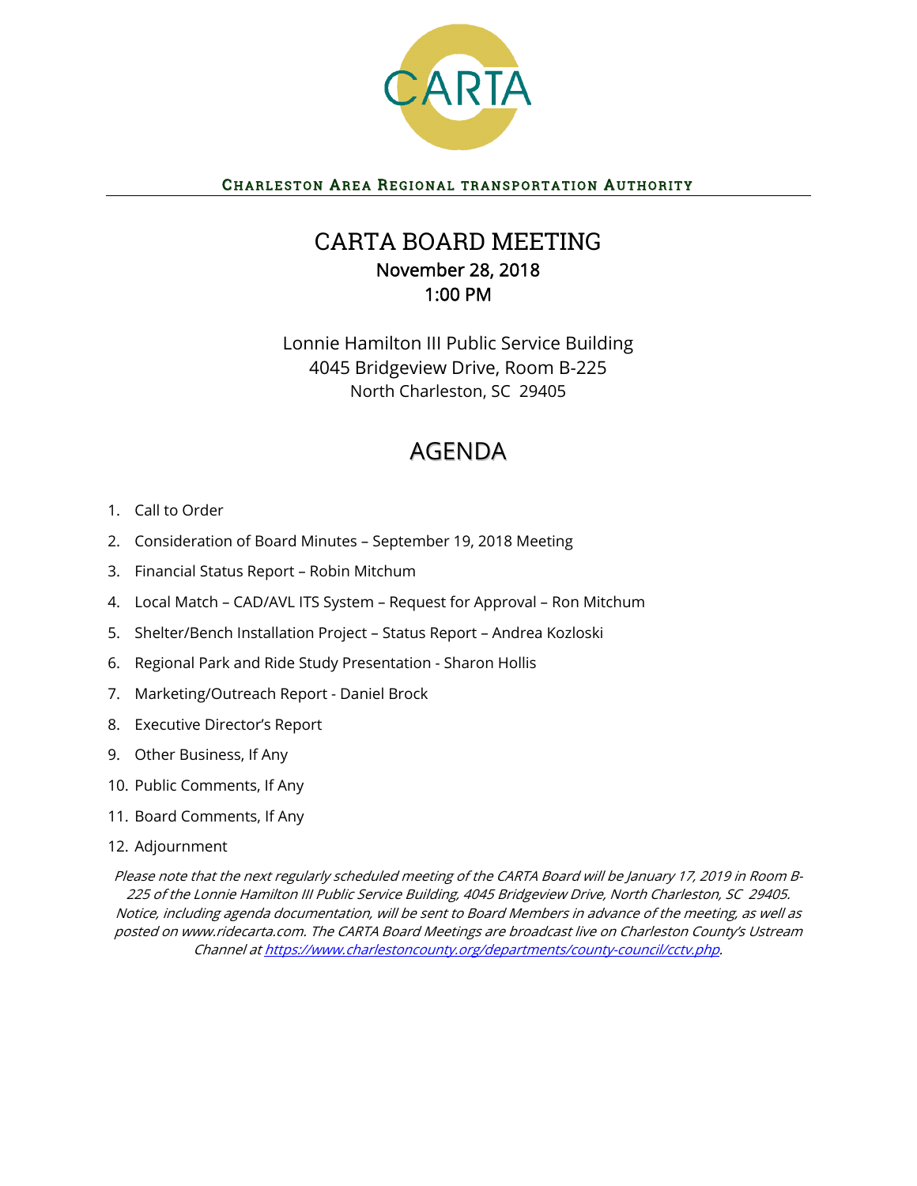CARTA

CHARLESTON AREA REGIONAL TRANSPORTATION AUTHORITY

# CARTA BOARD MEETING

**November 28, 2018**
**1:00 PM**

Lonnie Hamilton III Public Service Building
4045 Bridgeview Drive, Room B-225
North Charleston, SC 29405

# AGENDA

1. Call to Order
2. Consideration of Board Minutes – September 19, 2018 Meeting
3. Financial Status Report – Robin Mitchum
4. Local Match – CAD/AVL ITS System – Request for Approval – Ron Mitchum
5. Shelter/Bench Installation Project – Status Report – Andrea Kozloski
6. Regional Park and Ride Study Presentation - Sharon Hollis
7. Marketing/Outreach Report - Daniel Brock
8. Executive Director's Report
9. Other Business, If Any
10. Public Comments, If Any
11. Board Comments, If Any
12. Adjournment

*Please note that the next regularly scheduled meeting of the CARTA Board will be January 17, 2019 in Room B-225 of the Lonnie Hamilton III Public Service Building, 4045 Bridgeview Drive, North Charleston, SC 29405. Notice, including agenda documentation, will be sent to Board Members in advance of the meeting, as well as posted on www.ridecarta.com. The CARTA Board Meetings are broadcast live on Charleston County's Ustream Channel at https://www.charlestoncounty.org/departments/county-council/cctv.php.*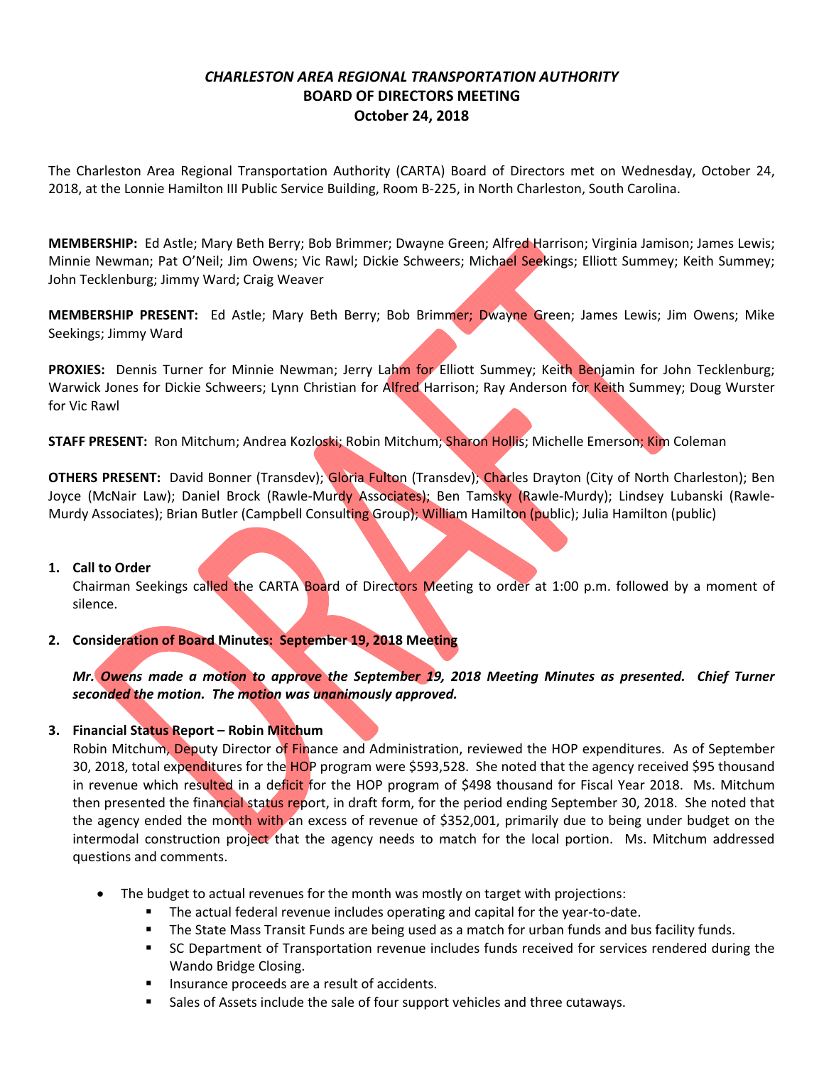# *CHARLESTON AREA REGIONAL TRANSPORTATION AUTHORITY*
# BOARD OF DIRECTORS MEETING
# October 24, 2018

The Charleston Area Regional Transportation Authority (CARTA) Board of Directors met on Wednesday, October 24, 2018, at the Lonnie Hamilton III Public Service Building, Room B-225, in North Charleston, South Carolina.

**MEMBERSHIP:** Ed Astle; Mary Beth Berry; Bob Brimmer; Dwayne Green; Alfred Harrison; Virginia Jamison; James Lewis; Minnie Newman; Pat O'Neil; Jim Owens; Vic Rawl; Dickie Schweers; Michael Seekings; Elliott Summey; Keith Summey; John Tecklenburg; Jimmy Ward; Craig Weaver

**MEMBERSHIP PRESENT:** Ed Astle; Mary Beth Berry; Bob Brimmer; Dwayne Green; James Lewis; Jim Owens; Mike Seekings; Jimmy Ward

**PROXIES:** Dennis Turner for Minnie Newman; Jerry Lahm for Elliott Summey; Keith Benjamin for John Tecklenburg; Warwick Jones for Dickie Schweers; Lynn Christian for Alfred Harrison; Ray Anderson for Keith Summey; Doug Wurster for Vic Rawl

**STAFF PRESENT:** Ron Mitchum; Andrea Kozloski; Robin Mitchum; Sharon Hollis; Michelle Emerson; Kim Coleman

**OTHERS PRESENT:** David Bonner (Transdev); Gloria Fulton (Transdev); Charles Drayton (City of North Charleston); Ben Joyce (McNair Law); Daniel Brock (Rawle-Murdy Associates); Ben Tamsky (Rawle-Murdy); Lindsey Lubanski (Rawle-Murdy Associates); Brian Butler (Campbell Consulting Group); William Hamilton (public); Julia Hamilton (public)

1. **Call to Order**

   Chairman Seekings called the CARTA Board of Directors Meeting to order at 1:00 p.m. followed by a moment of silence.

2. **Consideration of Board Minutes: September 19, 2018 Meeting**

   ***Mr. Owens made a motion to approve the September 19, 2018 Meeting Minutes as presented. Chief Turner seconded the motion. The motion was unanimously approved.***

3. **Financial Status Report – Robin Mitchum**

   Robin Mitchum, Deputy Director of Finance and Administration, reviewed the HOP expenditures. As of September 30, 2018, total expenditures for the HOP program were $593,528. She noted that the agency received $95 thousand in revenue which resulted in a deficit for the HOP program of $498 thousand for Fiscal Year 2018. Ms. Mitchum then presented the financial status report, in draft form, for the period ending September 30, 2018. She noted that the agency ended the month with an excess of revenue of $352,001, primarily due to being under budget on the intermodal construction project that the agency needs to match for the local portion. Ms. Mitchum addressed questions and comments.

   - The budget to actual revenues for the month was mostly on target with projections:
     - The actual federal revenue includes operating and capital for the year-to-date.
     - The State Mass Transit Funds are being used as a match for urban funds and bus facility funds.
     - SC Department of Transportation revenue includes funds received for services rendered during the Wando Bridge Closing.
     - Insurance proceeds are a result of accidents.
     - Sales of Assets include the sale of four support vehicles and three cutaways.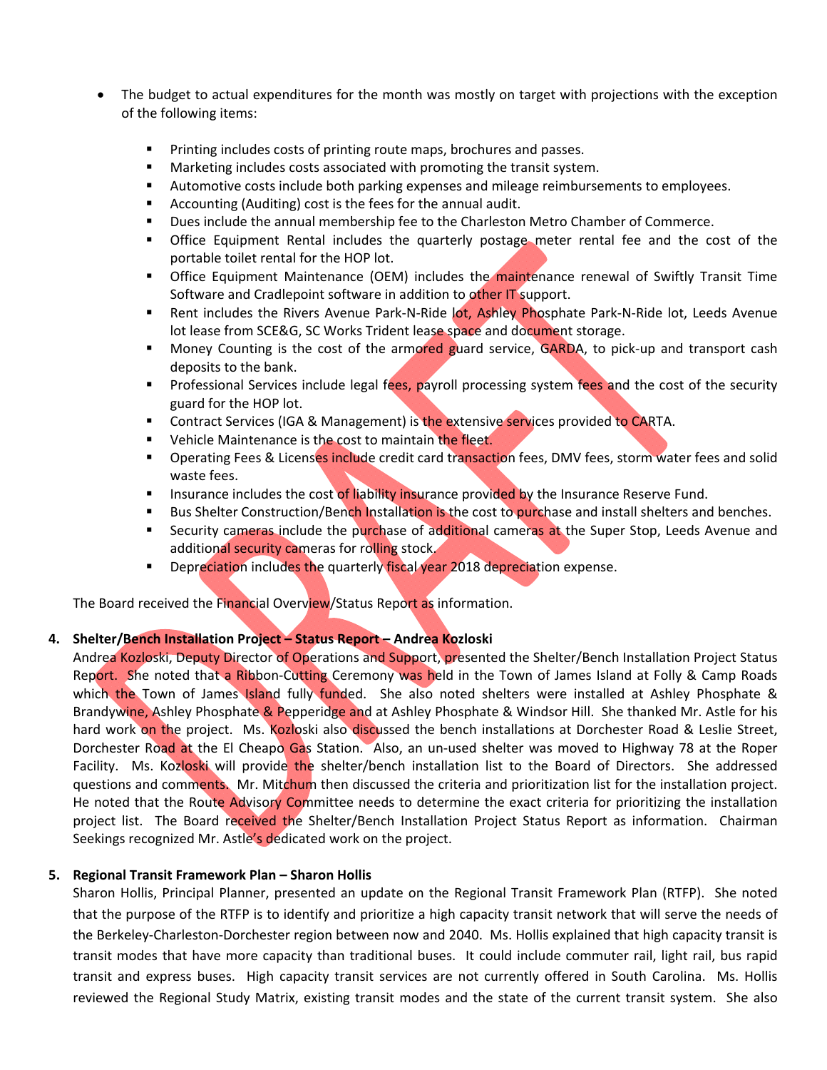- The budget to actual expenditures for the month was mostly on target with projections with the exception of the following items:
  - Printing includes costs of printing route maps, brochures and passes.
  - Marketing includes costs associated with promoting the transit system.
  - Automotive costs include both parking expenses and mileage reimbursements to employees.
  - Accounting (Auditing) cost is the fees for the annual audit.
  - Dues include the annual membership fee to the Charleston Metro Chamber of Commerce.
  - Office Equipment Rental includes the quarterly postage meter rental fee and the cost of the portable toilet rental for the HOP lot.
  - Office Equipment Maintenance (OEM) includes the maintenance renewal of Swiftly Transit Time Software and Cradlepoint software in addition to other IT support.
  - Rent includes the Rivers Avenue Park-N-Ride lot, Ashley Phosphate Park-N-Ride lot, Leeds Avenue lot lease from SCE&G, SC Works Trident lease space and document storage.
  - Money Counting is the cost of the armored guard service, GARDA, to pick-up and transport cash deposits to the bank.
  - Professional Services include legal fees, payroll processing system fees and the cost of the security guard for the HOP lot.
  - Contract Services (IGA & Management) is the extensive services provided to CARTA.
  - Vehicle Maintenance is the cost to maintain the fleet.
  - Operating Fees & Licenses include credit card transaction fees, DMV fees, storm water fees and solid waste fees.
  - Insurance includes the cost of liability insurance provided by the Insurance Reserve Fund.
  - Bus Shelter Construction/Bench Installation is the cost to purchase and install shelters and benches.
  - Security cameras include the purchase of additional cameras at the Super Stop, Leeds Avenue and additional security cameras for rolling stock.
  - Depreciation includes the quarterly fiscal year 2018 depreciation expense.

The Board received the Financial Overview/Status Report as information.

**4. Shelter/Bench Installation Project – Status Report – Andrea Kozloski**

Andrea Kozloski, Deputy Director of Operations and Support, presented the Shelter/Bench Installation Project Status Report. She noted that a Ribbon-Cutting Ceremony was held in the Town of James Island at Folly & Camp Roads which the Town of James Island fully funded. She also noted shelters were installed at Ashley Phosphate & Brandywine, Ashley Phosphate & Pepperidge and at Ashley Phosphate & Windsor Hill. She thanked Mr. Astle for his hard work on the project. Ms. Kozloski also discussed the bench installations at Dorchester Road & Leslie Street, Dorchester Road at the El Cheapo Gas Station. Also, an un-used shelter was moved to Highway 78 at the Roper Facility. Ms. Kozloski will provide the shelter/bench installation list to the Board of Directors. She addressed questions and comments. Mr. Mitchum then discussed the criteria and prioritization list for the installation project. He noted that the Route Advisory Committee needs to determine the exact criteria for prioritizing the installation project list. The Board received the Shelter/Bench Installation Project Status Report as information. Chairman Seekings recognized Mr. Astle's dedicated work on the project.

**5. Regional Transit Framework Plan – Sharon Hollis**

Sharon Hollis, Principal Planner, presented an update on the Regional Transit Framework Plan (RTFP). She noted that the purpose of the RTFP is to identify and prioritize a high capacity transit network that will serve the needs of the Berkeley-Charleston-Dorchester region between now and 2040. Ms. Hollis explained that high capacity transit is transit modes that have more capacity than traditional buses. It could include commuter rail, light rail, bus rapid transit and express buses. High capacity transit services are not currently offered in South Carolina. Ms. Hollis reviewed the Regional Study Matrix, existing transit modes and the state of the current transit system. She also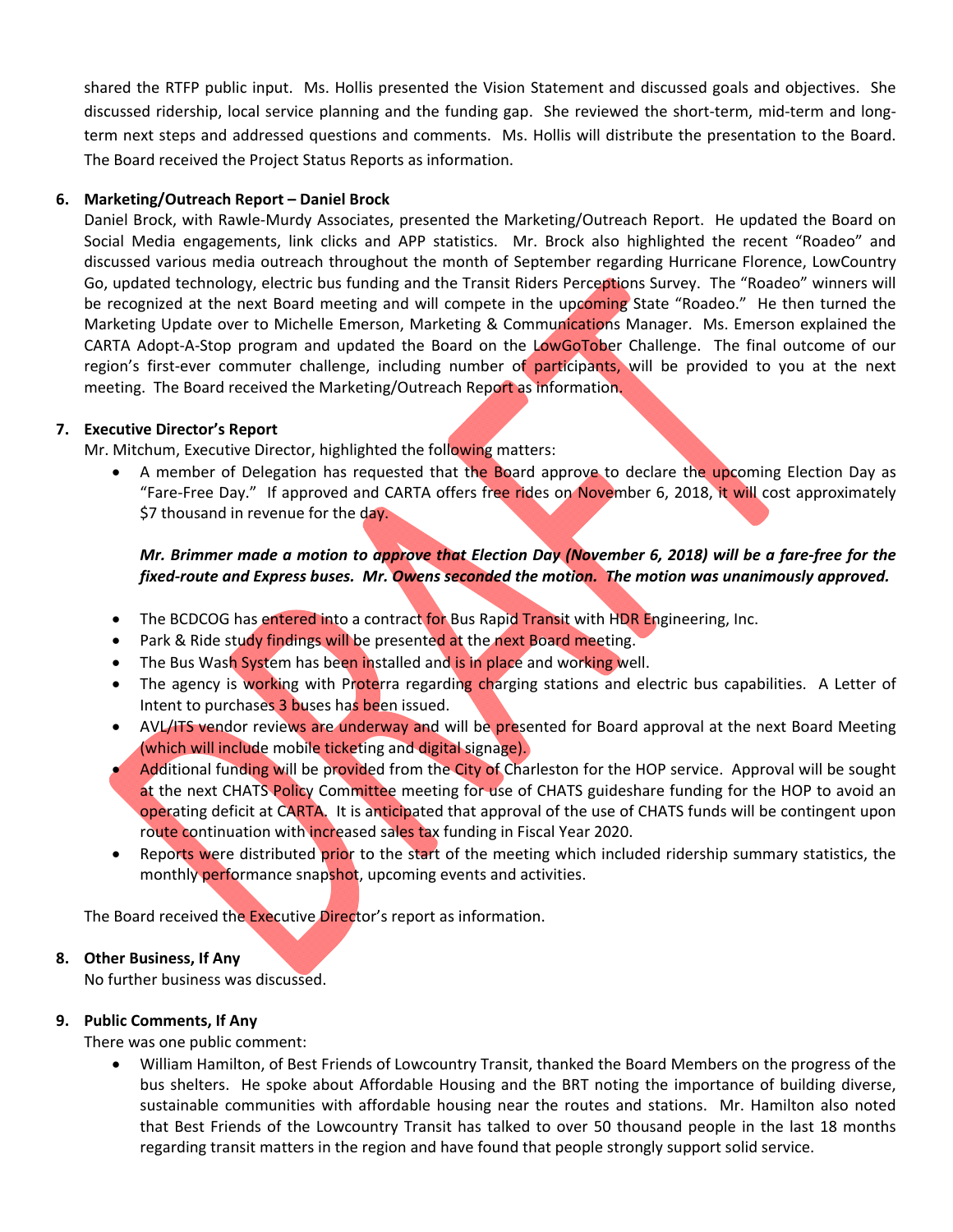shared the RTFP public input. Ms. Hollis presented the Vision Statement and discussed goals and objectives. She discussed ridership, local service planning and the funding gap. She reviewed the short-term, mid-term and long-term next steps and addressed questions and comments. Ms. Hollis will distribute the presentation to the Board. The Board received the Project Status Reports as information.

6. **Marketing/Outreach Report – Daniel Brock**
   Daniel Brock, with Rawle-Murdy Associates, presented the Marketing/Outreach Report. He updated the Board on Social Media engagements, link clicks and APP statistics. Mr. Brock also highlighted the recent "Roadeo" and discussed various media outreach throughout the month of September regarding Hurricane Florence, LowCountry Go, updated technology, electric bus funding and the Transit Riders Perceptions Survey. The "Roadeo" winners will be recognized at the next Board meeting and will compete in the upcoming State "Roadeo." He then turned the Marketing Update over to Michelle Emerson, Marketing & Communications Manager. Ms. Emerson explained the CARTA Adopt-A-Stop program and updated the Board on the LowGoTober Challenge. The final outcome of our region's first-ever commuter challenge, including number of participants, will be provided to you at the next meeting. The Board received the Marketing/Outreach Report as information.

7. **Executive Director's Report**
   Mr. Mitchum, Executive Director, highlighted the following matters:
   - A member of Delegation has requested that the Board approve to declare the upcoming Election Day as "Fare-Free Day." If approved and CARTA offers free rides on November 6, 2018, it will cost approximately $7 thousand in revenue for the day.

     ***Mr. Brimmer made a motion to approve that Election Day (November 6, 2018) will be a fare-free for the fixed-route and Express buses. Mr. Owens seconded the motion. The motion was unanimously approved.***

   - The BCDCOG has entered into a contract for Bus Rapid Transit with HDR Engineering, Inc.
   - Park & Ride study findings will be presented at the next Board meeting.
   - The Bus Wash System has been installed and is in place and working well.
   - The agency is working with Proterra regarding charging stations and electric bus capabilities. A Letter of Intent to purchases 3 buses has been issued.
   - AVL/ITS vendor reviews are underway and will be presented for Board approval at the next Board Meeting (which will include mobile ticketing and digital signage).
   - Additional funding will be provided from the City of Charleston for the HOP service. Approval will be sought at the next CHATS Policy Committee meeting for use of CHATS guideshare funding for the HOP to avoid an operating deficit at CARTA. It is anticipated that approval of the use of CHATS funds will be contingent upon route continuation with increased sales tax funding in Fiscal Year 2020.
   - Reports were distributed prior to the start of the meeting which included ridership summary statistics, the monthly performance snapshot, upcoming events and activities.

   The Board received the Executive Director's report as information.

8. **Other Business, If Any**
   No further business was discussed.

9. **Public Comments, If Any**
   There was one public comment:
   - William Hamilton, of Best Friends of Lowcountry Transit, thanked the Board Members on the progress of the bus shelters. He spoke about Affordable Housing and the BRT noting the importance of building diverse, sustainable communities with affordable housing near the routes and stations. Mr. Hamilton also noted that Best Friends of the Lowcountry Transit has talked to over 50 thousand people in the last 18 months regarding transit matters in the region and have found that people strongly support solid service.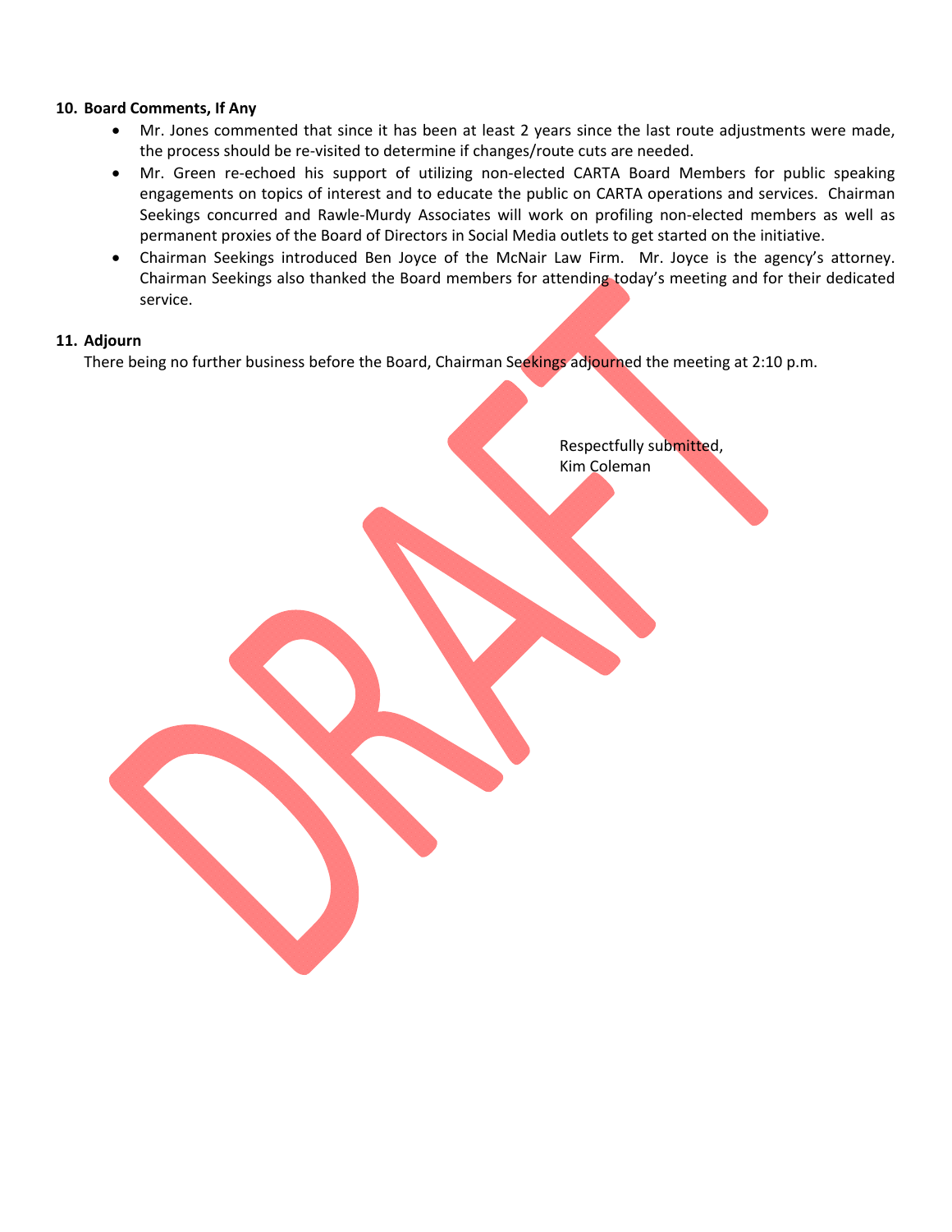**10. Board Comments, If Any**

- Mr. Jones commented that since it has been at least 2 years since the last route adjustments were made, the process should be re-visited to determine if changes/route cuts are needed.
- Mr. Green re-echoed his support of utilizing non-elected CARTA Board Members for public speaking engagements on topics of interest and to educate the public on CARTA operations and services. Chairman Seekings concurred and Rawle-Murdy Associates will work on profiling non-elected members as well as permanent proxies of the Board of Directors in Social Media outlets to get started on the initiative.
- Chairman Seekings introduced Ben Joyce of the McNair Law Firm. Mr. Joyce is the agency's attorney. Chairman Seekings also thanked the Board members for attending today's meeting and for their dedicated service.

**11. Adjourn**

There being no further business before the Board, Chairman Seekings adjourned the meeting at 2:10 p.m.

Respectfully submitted,
Kim Coleman

DRAFT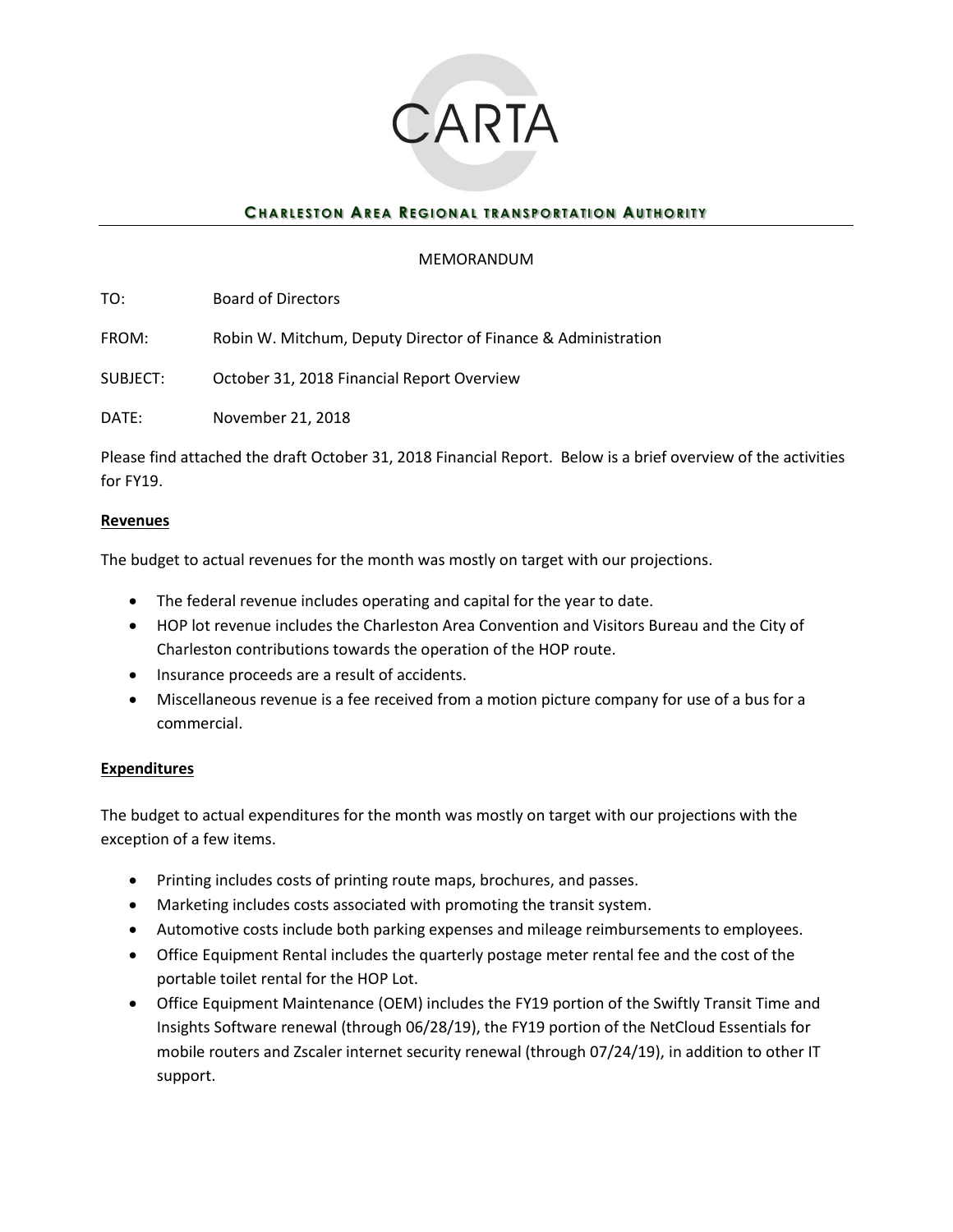# CARTA

**CHARLESTON AREA REGIONAL TRANSPORTATION AUTHORITY**

MEMORANDUM

TO: Board of Directors

FROM: Robin W. Mitchum, Deputy Director of Finance & Administration

SUBJECT: October 31, 2018 Financial Report Overview

DATE: November 21, 2018

Please find attached the draft October 31, 2018 Financial Report. Below is a brief overview of the activities for FY19.

## Revenues

The budget to actual revenues for the month was mostly on target with our projections.

- The federal revenue includes operating and capital for the year to date.
- HOP lot revenue includes the Charleston Area Convention and Visitors Bureau and the City of Charleston contributions towards the operation of the HOP route.
- Insurance proceeds are a result of accidents.
- Miscellaneous revenue is a fee received from a motion picture company for use of a bus for a commercial.

## Expenditures

The budget to actual expenditures for the month was mostly on target with our projections with the exception of a few items.

- Printing includes costs of printing route maps, brochures, and passes.
- Marketing includes costs associated with promoting the transit system.
- Automotive costs include both parking expenses and mileage reimbursements to employees.
- Office Equipment Rental includes the quarterly postage meter rental fee and the cost of the portable toilet rental for the HOP Lot.
- Office Equipment Maintenance (OEM) includes the FY19 portion of the Swiftly Transit Time and Insights Software renewal (through 06/28/19), the FY19 portion of the NetCloud Essentials for mobile routers and Zscaler internet security renewal (through 07/24/19), in addition to other IT support.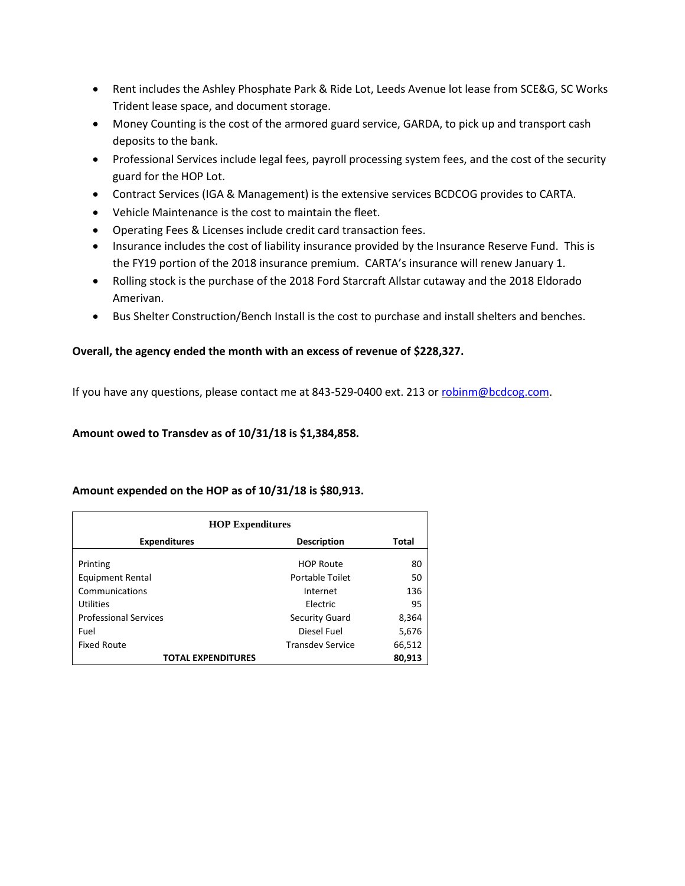- Rent includes the Ashley Phosphate Park & Ride Lot, Leeds Avenue lot lease from SCE&G, SC Works Trident lease space, and document storage.
- Money Counting is the cost of the armored guard service, GARDA, to pick up and transport cash deposits to the bank.
- Professional Services include legal fees, payroll processing system fees, and the cost of the security guard for the HOP Lot.
- Contract Services (IGA & Management) is the extensive services BCDCOG provides to CARTA.
- Vehicle Maintenance is the cost to maintain the fleet.
- Operating Fees & Licenses include credit card transaction fees.
- Insurance includes the cost of liability insurance provided by the Insurance Reserve Fund. This is the FY19 portion of the 2018 insurance premium. CARTA's insurance will renew January 1.
- Rolling stock is the purchase of the 2018 Ford Starcraft Allstar cutaway and the 2018 Eldorado Amerivan.
- Bus Shelter Construction/Bench Install is the cost to purchase and install shelters and benches.

**Overall, the agency ended the month with an excess of revenue of $228,327.**

If you have any questions, please contact me at 843-529-0400 ext. 213 or robinm@bcdcog.com.

**Amount owed to Transdev as of 10/31/18 is $1,384,858.**

**Amount expended on the HOP as of 10/31/18 is $80,913.**

| HOP Expenditures | | |
|---|---|---|
| **Expenditures** | **Description** | **Total** |
| Printing | HOP Route | 80 |
| Equipment Rental | Portable Toilet | 50 |
| Communications | Internet | 136 |
| Utilities | Electric | 95 |
| Professional Services | Security Guard | 8,364 |
| Fuel | Diesel Fuel | 5,676 |
| Fixed Route | Transdev Service | 66,512 |
| **TOTAL EXPENDITURES** | | **80,913** |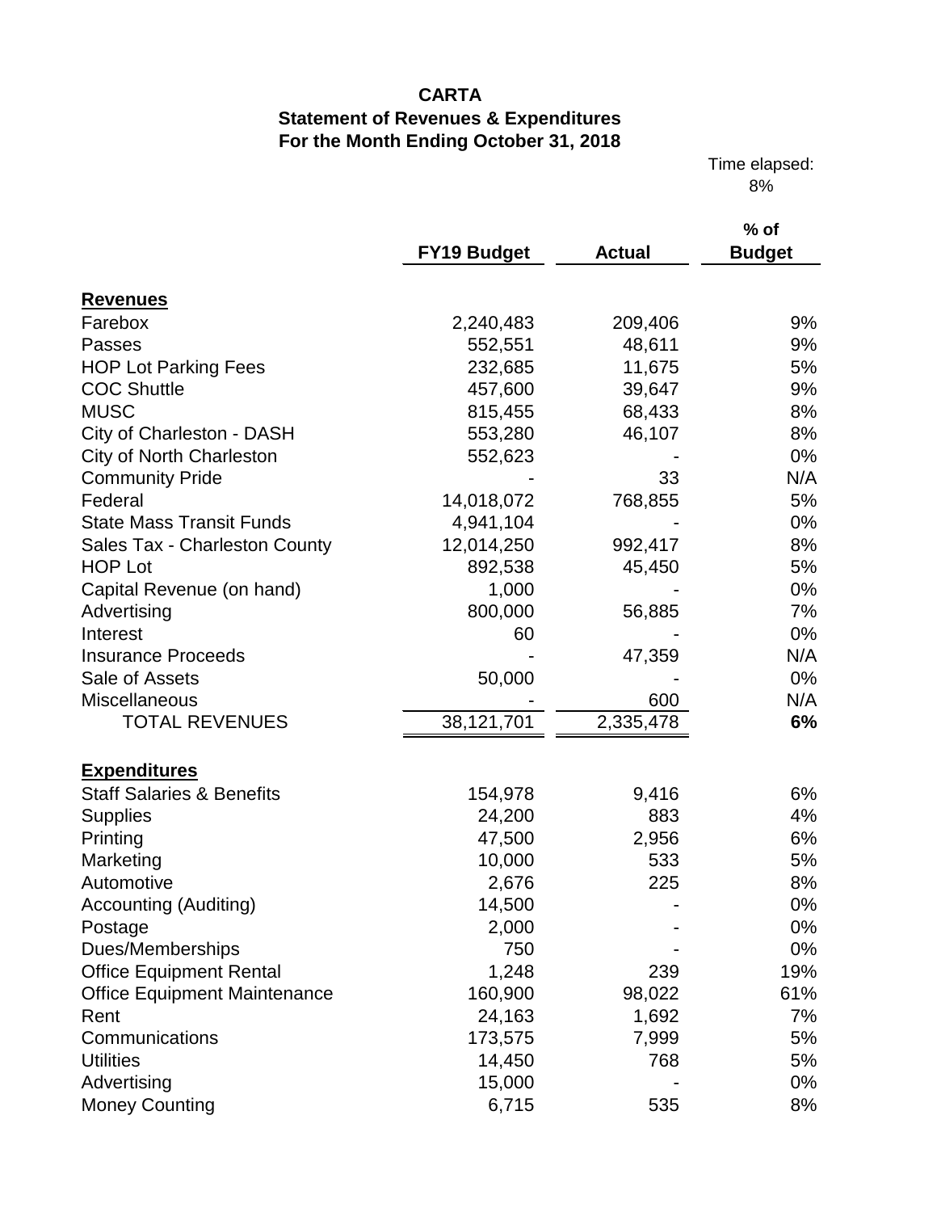**CARTA**
**Statement of Revenues & Expenditures**
**For the Month Ending October 31, 2018**

Time elapsed: 8%

| | FY19 Budget | Actual | % of Budget |
|---|---|---|---|
| **Revenues** | | | |
| Farebox | 2,240,483 | 209,406 | 9% |
| Passes | 552,551 | 48,611 | 9% |
| HOP Lot Parking Fees | 232,685 | 11,675 | 5% |
| COC Shuttle | 457,600 | 39,647 | 9% |
| MUSC | 815,455 | 68,433 | 8% |
| City of Charleston - DASH | 553,280 | 46,107 | 8% |
| City of North Charleston | 552,623 | - | 0% |
| Community Pride | - | 33 | N/A |
| Federal | 14,018,072 | 768,855 | 5% |
| State Mass Transit Funds | 4,941,104 | - | 0% |
| Sales Tax - Charleston County | 12,014,250 | 992,417 | 8% |
| HOP Lot | 892,538 | 45,450 | 5% |
| Capital Revenue (on hand) | 1,000 | - | 0% |
| Advertising | 800,000 | 56,885 | 7% |
| Interest | 60 | - | 0% |
| Insurance Proceeds | - | 47,359 | N/A |
| Sale of Assets | 50,000 | - | 0% |
| Miscellaneous | - | 600 | N/A |
| TOTAL REVENUES | 38,121,701 | 2,335,478 | **6%** |
| **Expenditures** | | | |
| Staff Salaries & Benefits | 154,978 | 9,416 | 6% |
| Supplies | 24,200 | 883 | 4% |
| Printing | 47,500 | 2,956 | 6% |
| Marketing | 10,000 | 533 | 5% |
| Automotive | 2,676 | 225 | 8% |
| Accounting (Auditing) | 14,500 | - | 0% |
| Postage | 2,000 | - | 0% |
| Dues/Memberships | 750 | - | 0% |
| Office Equipment Rental | 1,248 | 239 | 19% |
| Office Equipment Maintenance | 160,900 | 98,022 | 61% |
| Rent | 24,163 | 1,692 | 7% |
| Communications | 173,575 | 7,999 | 5% |
| Utilities | 14,450 | 768 | 5% |
| Advertising | 15,000 | - | 0% |
| Money Counting | 6,715 | 535 | 8% |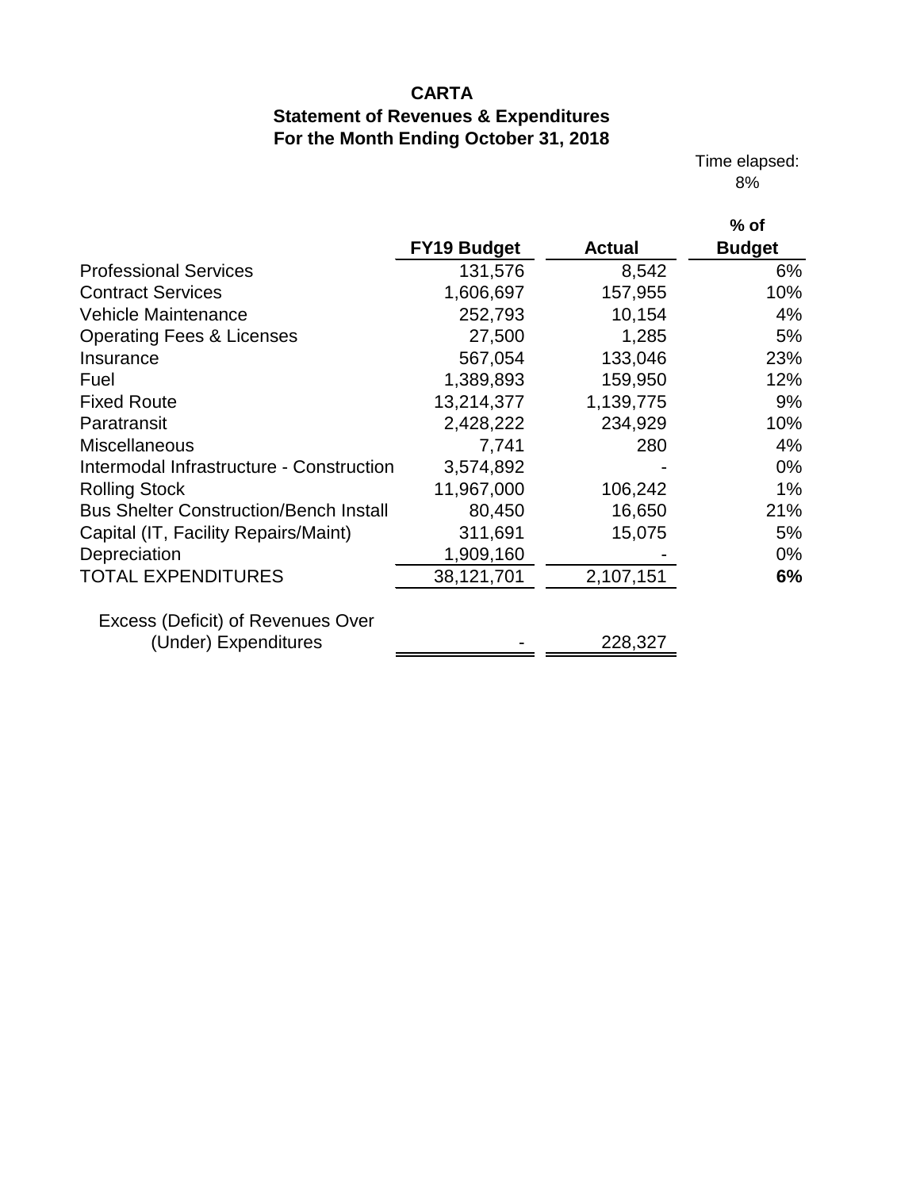# CARTA

## Statement of Revenues & Expenditures

### For the Month Ending October 31, 2018

Time elapsed: 8%

| | FY19 Budget | Actual | % of Budget |
|---|---|---|---|
| Professional Services | 131,576 | 8,542 | 6% |
| Contract Services | 1,606,697 | 157,955 | 10% |
| Vehicle Maintenance | 252,793 | 10,154 | 4% |
| Operating Fees & Licenses | 27,500 | 1,285 | 5% |
| Insurance | 567,054 | 133,046 | 23% |
| Fuel | 1,389,893 | 159,950 | 12% |
| Fixed Route | 13,214,377 | 1,139,775 | 9% |
| Paratransit | 2,428,222 | 234,929 | 10% |
| Miscellaneous | 7,741 | 280 | 4% |
| Intermodal Infrastructure - Construction | 3,574,892 | - | 0% |
| Rolling Stock | 11,967,000 | 106,242 | 1% |
| Bus Shelter Construction/Bench Install | 80,450 | 16,650 | 21% |
| Capital (IT, Facility Repairs/Maint) | 311,691 | 15,075 | 5% |
| Depreciation | 1,909,160 | - | 0% |
| TOTAL EXPENDITURES | 38,121,701 | 2,107,151 | **6%** |
| Excess (Deficit) of Revenues Over (Under) Expenditures | - | 228,327 | |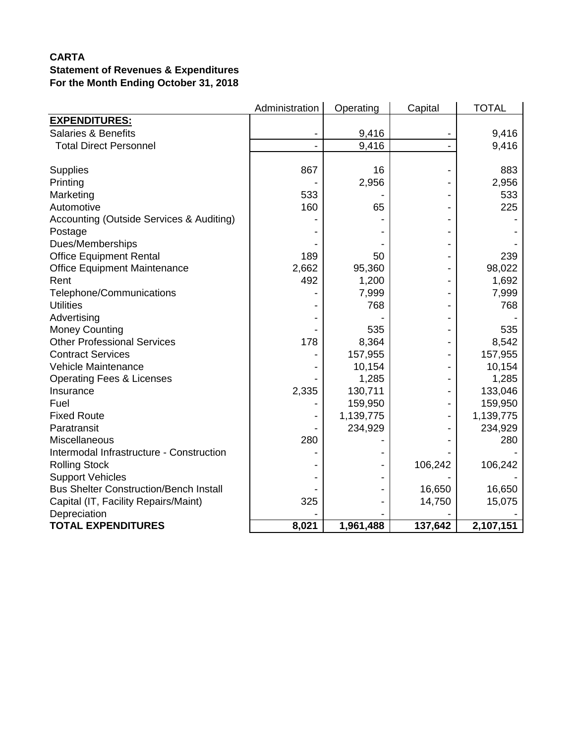**CARTA**
**Statement of Revenues & Expenditures**
**For the Month Ending October 31, 2018**

| | Administration | Operating | Capital | TOTAL |
|---|---|---|---|---|
| **EXPENDITURES:** | | | | |
| Salaries & Benefits | - | 9,416 | - | 9,416 |
| Total Direct Personnel | - | 9,416 | - | 9,416 |
| | | | | |
| Supplies | 867 | 16 | - | 883 |
| Printing | - | 2,956 | - | 2,956 |
| Marketing | 533 | - | - | 533 |
| Automotive | 160 | 65 | - | 225 |
| Accounting (Outside Services & Auditing) | - | - | - | - |
| Postage | - | - | - | - |
| Dues/Memberships | - | - | - | - |
| Office Equipment Rental | 189 | 50 | - | 239 |
| Office Equipment Maintenance | 2,662 | 95,360 | - | 98,022 |
| Rent | 492 | 1,200 | - | 1,692 |
| Telephone/Communications | - | 7,999 | - | 7,999 |
| Utilities | - | 768 | - | 768 |
| Advertising | - | - | - | - |
| Money Counting | - | 535 | - | 535 |
| Other Professional Services | 178 | 8,364 | - | 8,542 |
| Contract Services | - | 157,955 | - | 157,955 |
| Vehicle Maintenance | - | 10,154 | - | 10,154 |
| Operating Fees & Licenses | - | 1,285 | - | 1,285 |
| Insurance | 2,335 | 130,711 | - | 133,046 |
| Fuel | - | 159,950 | - | 159,950 |
| Fixed Route | - | 1,139,775 | - | 1,139,775 |
| Paratransit | - | 234,929 | - | 234,929 |
| Miscellaneous | 280 | - | - | 280 |
| Intermodal Infrastructure - Construction | - | - | - | - |
| Rolling Stock | - | - | 106,242 | 106,242 |
| Support Vehicles | - | - | - | - |
| Bus Shelter Construction/Bench Install | - | - | 16,650 | 16,650 |
| Capital (IT, Facility Repairs/Maint) | 325 | - | 14,750 | 15,075 |
| Depreciation | - | - | - | - |
| **TOTAL EXPENDITURES** | **8,021** | **1,961,488** | **137,642** | **2,107,151** |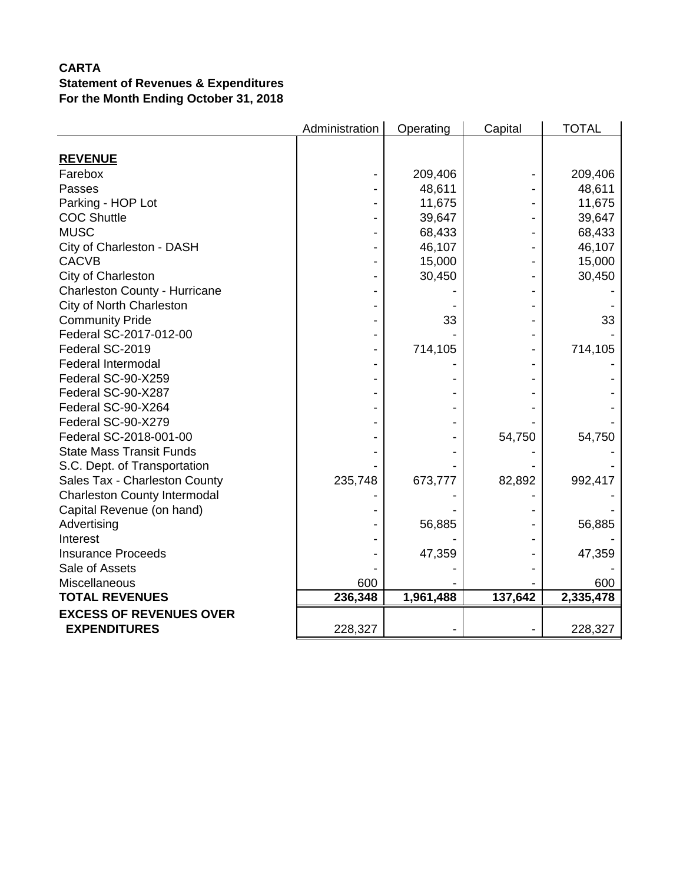**CARTA**
**Statement of Revenues & Expenditures**
**For the Month Ending October 31, 2018**

| | Administration | Operating | Capital | TOTAL |
|---|---|---|---|---|
| **REVENUE** | | | | |
| Farebox | - | 209,406 | - | 209,406 |
| Passes | - | 48,611 | - | 48,611 |
| Parking - HOP Lot | - | 11,675 | - | 11,675 |
| COC Shuttle | - | 39,647 | - | 39,647 |
| MUSC | - | 68,433 | - | 68,433 |
| City of Charleston - DASH | - | 46,107 | - | 46,107 |
| CACVB | - | 15,000 | - | 15,000 |
| City of Charleston | - | 30,450 | - | 30,450 |
| Charleston County - Hurricane | - | - | - | - |
| City of North Charleston | - | - | - | - |
| Community Pride | - | 33 | - | 33 |
| Federal SC-2017-012-00 | - | - | - | - |
| Federal SC-2019 | - | 714,105 | - | 714,105 |
| Federal Intermodal | - | - | - | - |
| Federal SC-90-X259 | - | - | - | - |
| Federal SC-90-X287 | - | - | - | - |
| Federal SC-90-X264 | - | - | - | - |
| Federal SC-90-X279 | - | - | - | - |
| Federal SC-2018-001-00 | - | - | 54,750 | 54,750 |
| State Mass Transit Funds | - | - | - | - |
| S.C. Dept. of Transportation | - | - | - | - |
| Sales Tax - Charleston County | 235,748 | 673,777 | 82,892 | 992,417 |
| Charleston County Intermodal | - | - | - | - |
| Capital Revenue (on hand) | - | - | - | - |
| Advertising | - | 56,885 | - | 56,885 |
| Interest | - | - | - | - |
| Insurance Proceeds | - | 47,359 | - | 47,359 |
| Sale of Assets | - | - | - | - |
| Miscellaneous | 600 | - | - | 600 |
| **TOTAL REVENUES** | **236,348** | **1,961,488** | **137,642** | **2,335,478** |
| **EXCESS OF REVENUES OVER EXPENDITURES** | 228,327 | - | - | 228,327 |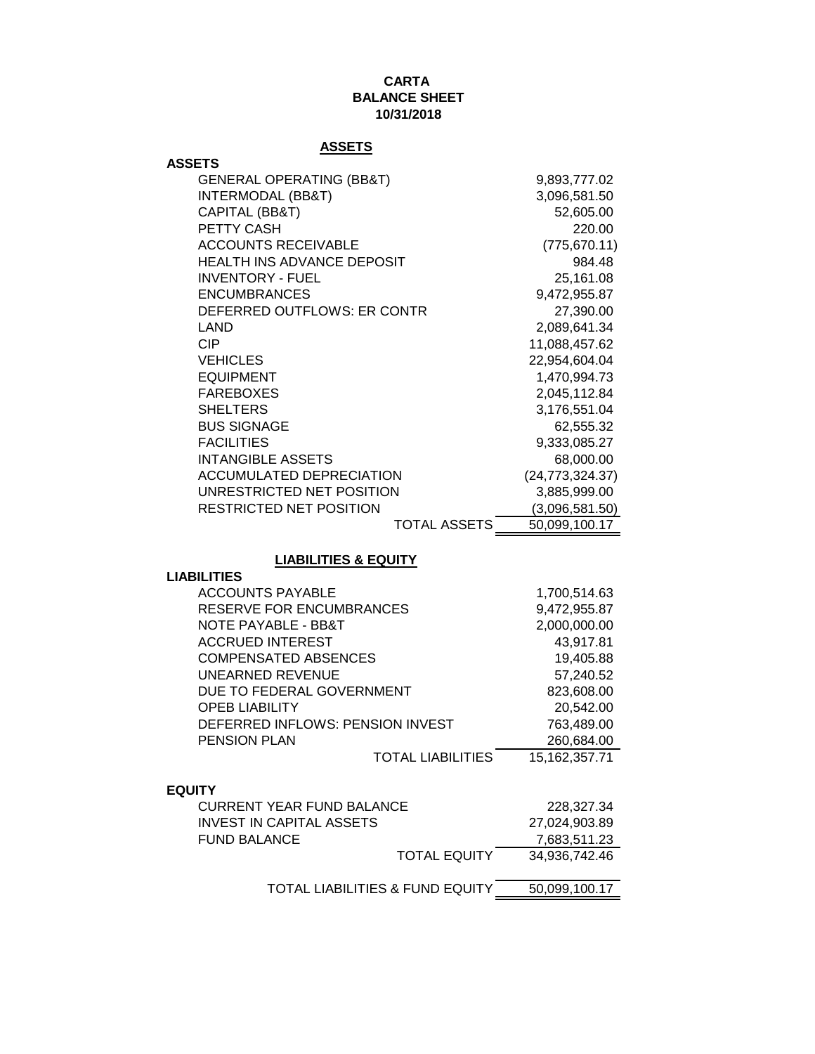**CARTA**
**BALANCE SHEET**
**10/31/2018**

## ASSETS

| ASSETS | |
|---|---:|
| GENERAL OPERATING (BB&T) | 9,893,777.02 |
| INTERMODAL (BB&T) | 3,096,581.50 |
| CAPITAL (BB&T) | 52,605.00 |
| PETTY CASH | 220.00 |
| ACCOUNTS RECEIVABLE | (775,670.11) |
| HEALTH INS ADVANCE DEPOSIT | 984.48 |
| INVENTORY - FUEL | 25,161.08 |
| ENCUMBRANCES | 9,472,955.87 |
| DEFERRED OUTFLOWS: ER CONTR | 27,390.00 |
| LAND | 2,089,641.34 |
| CIP | 11,088,457.62 |
| VEHICLES | 22,954,604.04 |
| EQUIPMENT | 1,470,994.73 |
| FAREBOXES | 2,045,112.84 |
| SHELTERS | 3,176,551.04 |
| BUS SIGNAGE | 62,555.32 |
| FACILITIES | 9,333,085.27 |
| INTANGIBLE ASSETS | 68,000.00 |
| ACCUMULATED DEPRECIATION | (24,773,324.37) |
| UNRESTRICTED NET POSITION | 3,885,999.00 |
| RESTRICTED NET POSITION | (3,096,581.50) |
| TOTAL ASSETS | 50,099,100.17 |

## LIABILITIES & EQUITY

| LIABILITIES | |
|---|---:|
| ACCOUNTS PAYABLE | 1,700,514.63 |
| RESERVE FOR ENCUMBRANCES | 9,472,955.87 |
| NOTE PAYABLE - BB&T | 2,000,000.00 |
| ACCRUED INTEREST | 43,917.81 |
| COMPENSATED ABSENCES | 19,405.88 |
| UNEARNED REVENUE | 57,240.52 |
| DUE TO FEDERAL GOVERNMENT | 823,608.00 |
| OPEB LIABILITY | 20,542.00 |
| DEFERRED INFLOWS: PENSION INVEST | 763,489.00 |
| PENSION PLAN | 260,684.00 |
| TOTAL LIABILITIES | 15,162,357.71 |

| EQUITY | |
|---|---:|
| CURRENT YEAR FUND BALANCE | 228,327.34 |
| INVEST IN CAPITAL ASSETS | 27,024,903.89 |
| FUND BALANCE | 7,683,511.23 |
| TOTAL EQUITY | 34,936,742.46 |
| TOTAL LIABILITIES & FUND EQUITY | 50,099,100.17 |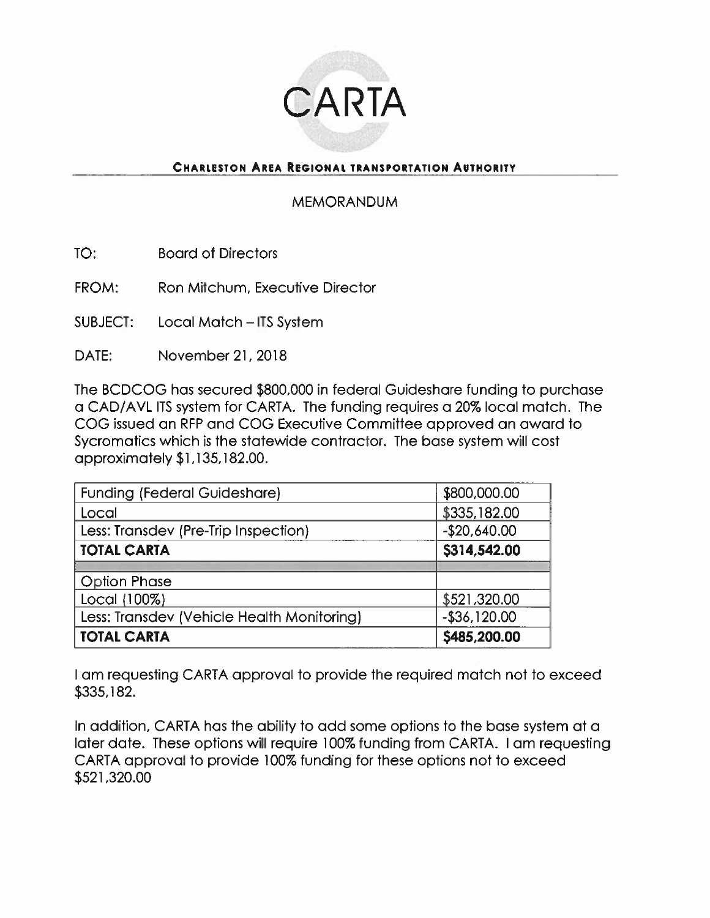# CARTA

**CHARLESTON AREA REGIONAL TRANSPORTATION AUTHORITY**

## MEMORANDUM

TO: Board of Directors

FROM: Ron Mitchum, Executive Director

SUBJECT: Local Match – ITS System

DATE: November 21, 2018

The BCDCOG has secured $800,000 in federal Guideshare funding to purchase a CAD/AVL ITS system for CARTA. The funding requires a 20% local match. The COG issued an RFP and COG Executive Committee approved an award to Sycromatics which is the statewide contractor. The base system will cost approximately $1,135,182.00.

| | |
|---|---|
| Funding (Federal Guideshare) | $800,000.00 |
| Local | $335,182.00 |
| Less: Transdev (Pre-Trip Inspection) | -$20,640.00 |
| **TOTAL CARTA** | **$314,542.00** |
| | |
| Option Phase | |
| Local (100%) | $521,320.00 |
| Less: Transdev (Vehicle Health Monitoring) | -$36,120.00 |
| **TOTAL CARTA** | **$485,200.00** |

I am requesting CARTA approval to provide the required match not to exceed $335,182.

In addition, CARTA has the ability to add some options to the base system at a later date. These options will require 100% funding from CARTA. I am requesting CARTA approval to provide 100% funding for these options not to exceed $521,320.00